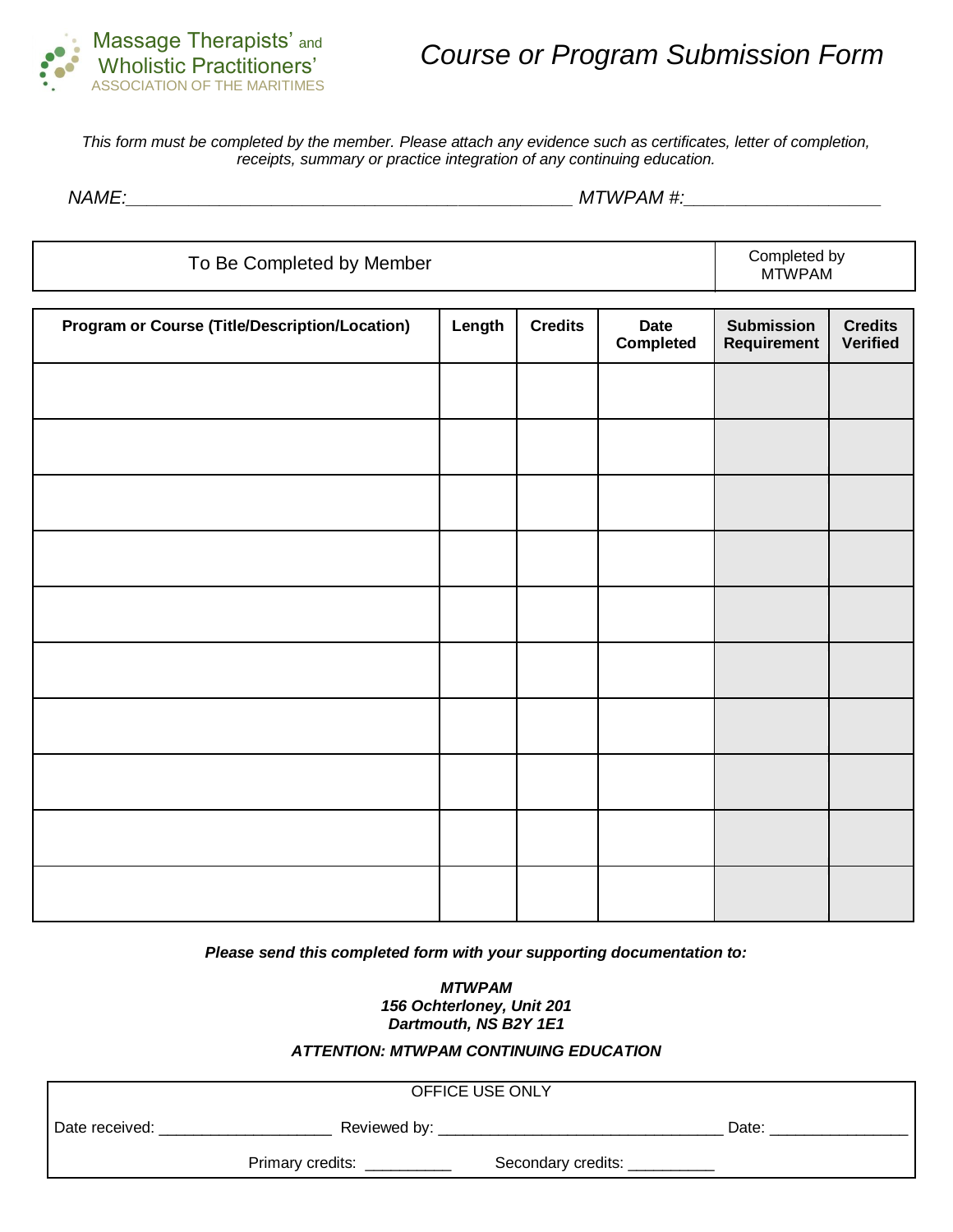Massage Therapists' and Wholistic Practitioners'
ASSOCIATION OF THE MARITIMES

# *Course or Program Submission Form*

*This form must be completed by the member. Please attach any evidence such as certificates, letter of completion, receipts, summary or practice integration of any continuing education.*

*NAME:*_____________________________________________ *MTWPAM #:*____________________

| To Be Completed by Member | | | | Completed by MTWPAM | |
|---|---|---|---|---|---|
| **Program or Course (Title/Description/Location)** | **Length** | **Credits** | **Date Completed** | **Submission Requirement** | **Credits Verified** |
| | | | | | |
| | | | | | |
| | | | | | |
| | | | | | |
| | | | | | |
| | | | | | |
| | | | | | |
| | | | | | |
| | | | | | |
| | | | | | |

***Please send this completed form with your supporting documentation to:***

***MTWPAM***
***156 Ochterloney, Unit 201***
***Dartmouth, NS B2Y 1E1***

***ATTENTION: MTWPAM CONTINUING EDUCATION***

OFFICE USE ONLY

Date received: ____________________ Reviewed by: _________________________________ Date: _______________

Primary credits: __________ Secondary credits: __________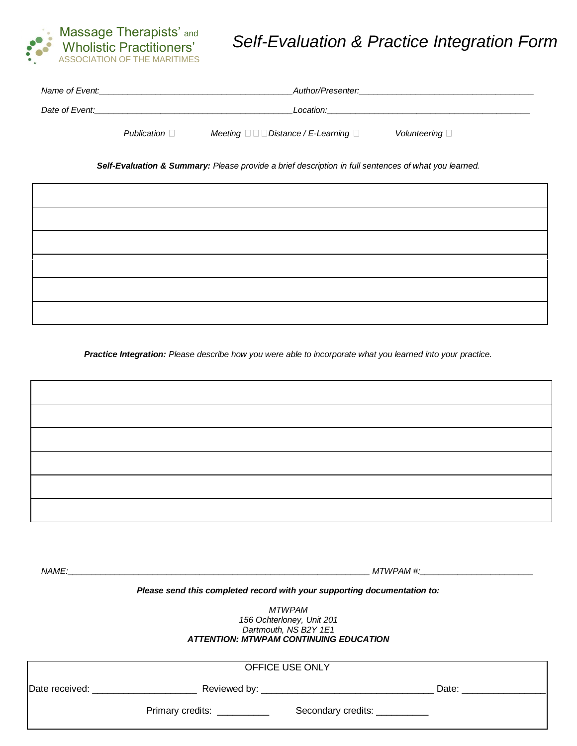Massage Therapists' and Wholistic Practitioners' ASSOCIATION OF THE MARITIMES

# *Self-Evaluation & Practice Integration Form*

*Name of Event:*________________________________________*Author/Presenter:*____________________________________

*Date of Event:*__________________________________________*Location:*__________________________________________

*Publication* ☐ *Meeting* ☐ *Distance / E-Learning* ☐ *Volunteering* ☐

***Self-Evaluation & Summary:*** *Please provide a brief description in full sentences of what you learned.*

| |
|---|
| |
| |
| |
| |
| |

***Practice Integration:*** *Please describe how you were able to incorporate what you learned into your practice.*

| |
|---|
| |
| |
| |
| |
| |

*NAME:*______________________________________________________________ *MTWPAM #:*_______________________

***Please send this completed record with your supporting documentation to:***

*MTWPAM*
*156 Ochterloney, Unit 201*
*Dartmouth, NS B2Y 1E1*
***ATTENTION: MTWPAM CONTINUING EDUCATION***

| OFFICE USE ONLY |
|---|
| Date received: ____________________ Reviewed by: _________________________________ Date: _______________ |
| Primary credits: __________ Secondary credits: __________ |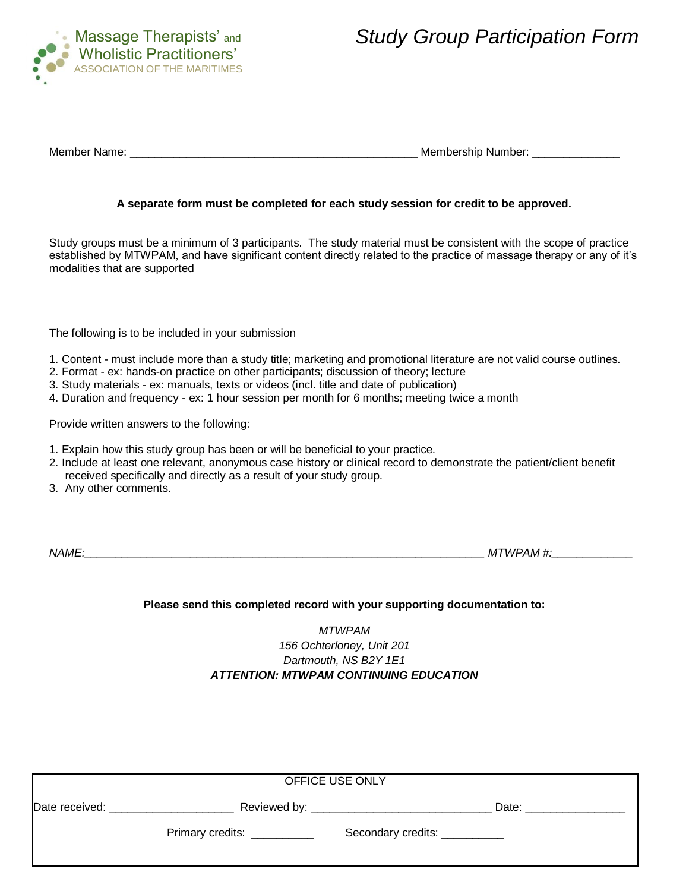Massage Therapists' and Wholistic Practitioners' ASSOCIATION OF THE MARITIMES

# *Study Group Participation Form*

Member Name: _______________________________________________ Membership Number: ______________

**A separate form must be completed for each study session for credit to be approved.**

Study groups must be a minimum of 3 participants. The study material must be consistent with the scope of practice established by MTWPAM, and have significant content directly related to the practice of massage therapy or any of it's modalities that are supported

The following is to be included in your submission

1. Content - must include more than a study title; marketing and promotional literature are not valid course outlines.
2. Format - ex: hands-on practice on other participants; discussion of theory; lecture
3. Study materials - ex: manuals, texts or videos (incl. title and date of publication)
4. Duration and frequency - ex: 1 hour session per month for 6 months; meeting twice a month

Provide written answers to the following:

1. Explain how this study group has been or will be beneficial to your practice.
2. Include at least one relevant, anonymous case history or clinical record to demonstrate the patient/client benefit received specifically and directly as a result of your study group.
3. Any other comments.

*NAME:_________________________________________________________________ MTWPAM #:_____________*

**Please send this completed record with your supporting documentation to:**

*MTWPAM*
*156 Ochterloney, Unit 201*
*Dartmouth, NS B2Y 1E1*
***ATTENTION: MTWPAM CONTINUING EDUCATION***

| OFFICE USE ONLY | | |
|---|---|---|
| Date received: ____________________ | Reviewed by: _____________________________ | Date: ________________ |
| Primary credits: __________ | Secondary credits: __________ | |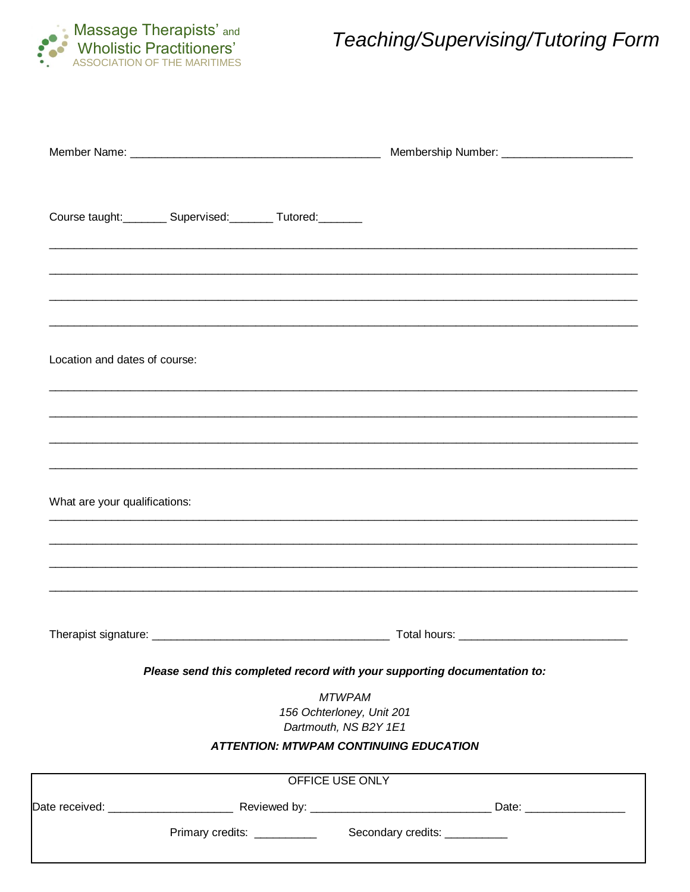Massage Therapists' and Wholistic Practitioners' ASSOCIATION OF THE MARITIMES

# *Teaching/Supervising/Tutoring Form*

Member Name: ________________________________________ Membership Number: ____________________

Course taught:_______ Supervised:_______ Tutored:_______

______________________________________________________________________________________________

______________________________________________________________________________________________

______________________________________________________________________________________________

______________________________________________________________________________________________

Location and dates of course:

______________________________________________________________________________________________

______________________________________________________________________________________________

______________________________________________________________________________________________

______________________________________________________________________________________________

What are your qualifications:

______________________________________________________________________________________________

______________________________________________________________________________________________

______________________________________________________________________________________________

______________________________________________________________________________________________

Therapist signature: ______________________________________ Total hours: __________________________

***Please send this completed record with your supporting documentation to:***

*MTWPAM*
*156 Ochterloney, Unit 201*
*Dartmouth, NS B2Y 1E1*

***ATTENTION: MTWPAM CONTINUING EDUCATION***

OFFICE USE ONLY

Date received: ____________________ Reviewed by: ____________________________ Date: _______________

Primary credits: __________ Secondary credits: __________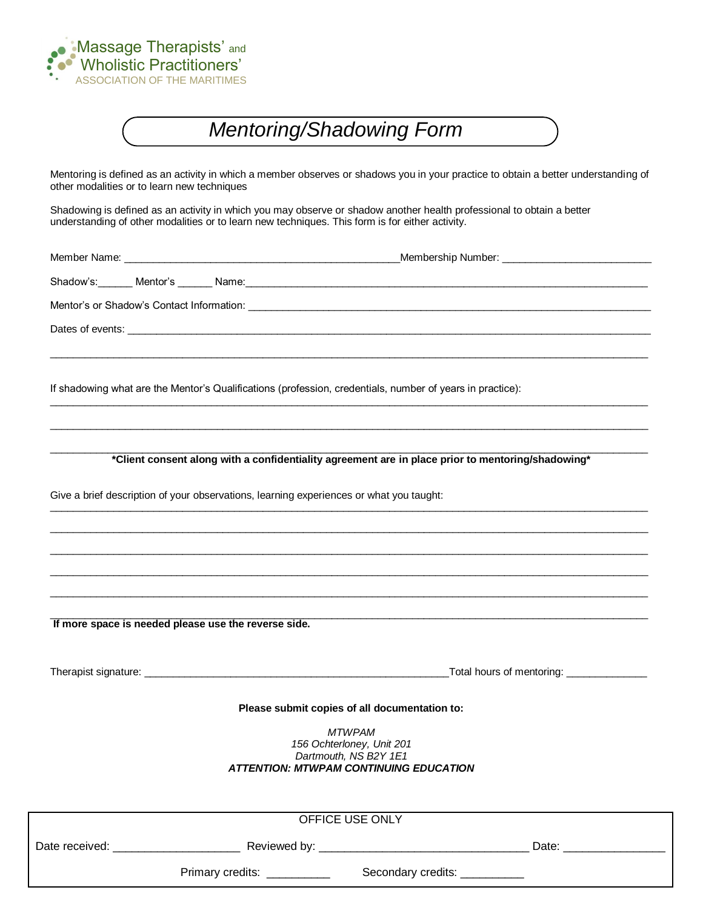Massage Therapists' and Wholistic Practitioners'
ASSOCIATION OF THE MARITIMES

# *Mentoring/Shadowing Form*

Mentoring is defined as an activity in which a member observes or shadows you in your practice to obtain a better understanding of other modalities or to learn new techniques

Shadowing is defined as an activity in which you may observe or shadow another health professional to obtain a better understanding of other modalities or to learn new techniques. This form is for either activity.

Member Name: ______________________________________________ Membership Number: __________________________

Shadow's:______ Mentor's ______ Name:___________________________________________________________________________

Mentor's or Shadow's Contact Information: ___________________________________________________________________________

Dates of events: ______________________________________________________________________________________________

______________________________________________________________________________________________________

If shadowing what are the Mentor's Qualifications (profession, credentials, number of years in practice):

______________________________________________________________________________________________________

______________________________________________________________________________________________________

______________________________________________________________________________________________________

**\*Client consent along with a confidentiality agreement are in place prior to mentoring/shadowing\***

Give a brief description of your observations, learning experiences or what you taught:

______________________________________________________________________________________________________

______________________________________________________________________________________________________

______________________________________________________________________________________________________

______________________________________________________________________________________________________

______________________________________________________________________________________________________

______________________________________________________________________________________________________

**If more space is needed please use the reverse side.**

Therapist signature: ______________________________________________________ Total hours of mentoring: ______________

**Please submit copies of all documentation to:**

*MTWPAM*
*156 Ochterloney, Unit 201*
*Dartmouth, NS B2Y 1E1*
***ATTENTION: MTWPAM CONTINUING EDUCATION***

| OFFICE USE ONLY |
|---|
| Date received: ____________________ Reviewed by: _________________________________ Date: ________________ |
| Primary credits: __________ Secondary credits: __________ |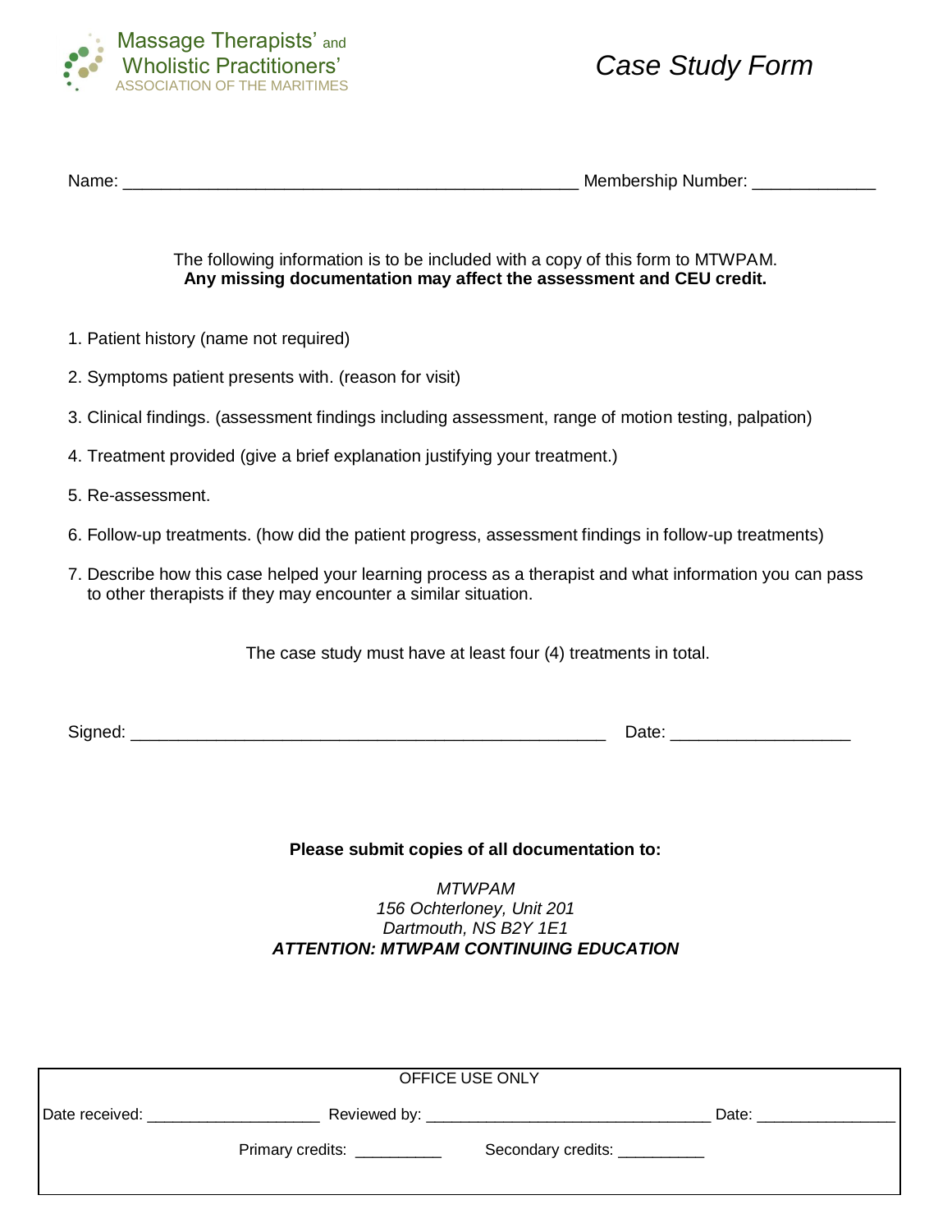Massage Therapists' and Wholistic Practitioners'
ASSOCIATION OF THE MARITIMES

# *Case Study Form*

Name: _______________________________________________ Membership Number: ____________

The following information is to be included with a copy of this form to MTWPAM.
**Any missing documentation may affect the assessment and CEU credit.**

1. Patient history (name not required)
2. Symptoms patient presents with. (reason for visit)
3. Clinical findings. (assessment findings including assessment, range of motion testing, palpation)
4. Treatment provided (give a brief explanation justifying your treatment.)
5. Re-assessment.
6. Follow-up treatments. (how did the patient progress, assessment findings in follow-up treatments)
7. Describe how this case helped your learning process as a therapist and what information you can pass to other therapists if they may encounter a similar situation.

The case study must have at least four (4) treatments in total.

Signed: _____________________________________________ Date: __________________

**Please submit copies of all documentation to:**

*MTWPAM*
*156 Ochterloney, Unit 201*
*Dartmouth, NS B2Y 1E1*
***ATTENTION: MTWPAM CONTINUING EDUCATION***

OFFICE USE ONLY

Date received: __________________ Reviewed by: ______________________________ Date: ______________

Primary credits: __________ Secondary credits: __________